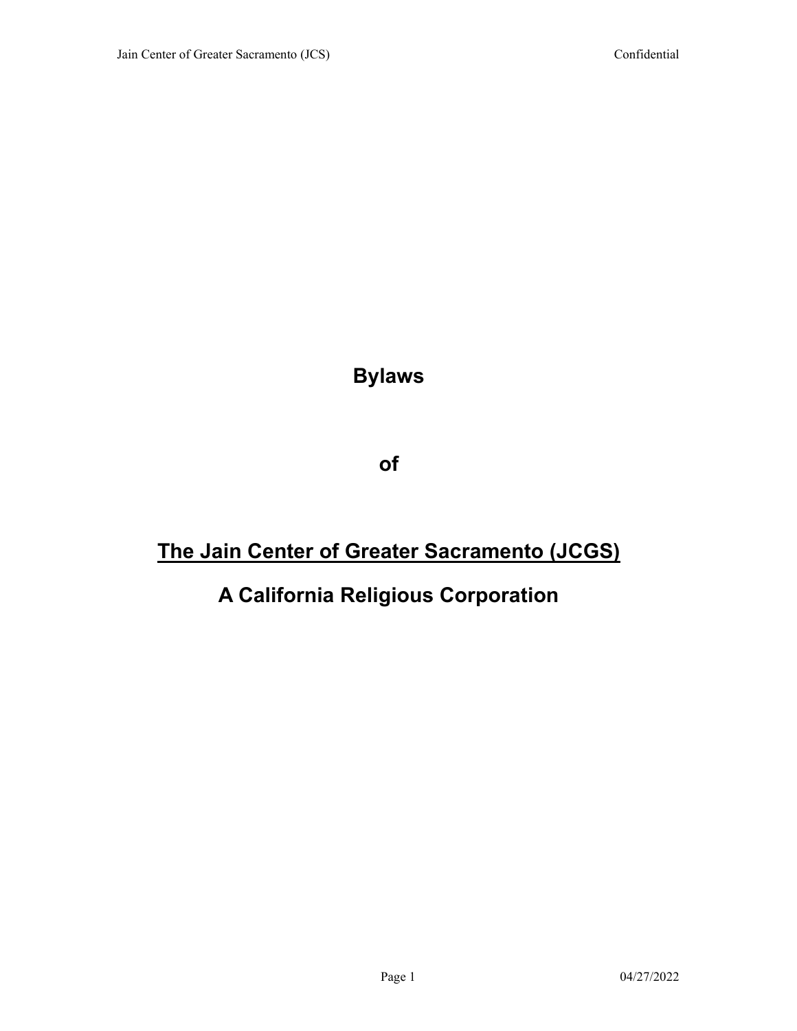# Bylaws

# of

# <u>The Jain Center of Greater Sacramento (JCGS)</u>

# A California Religious Corporation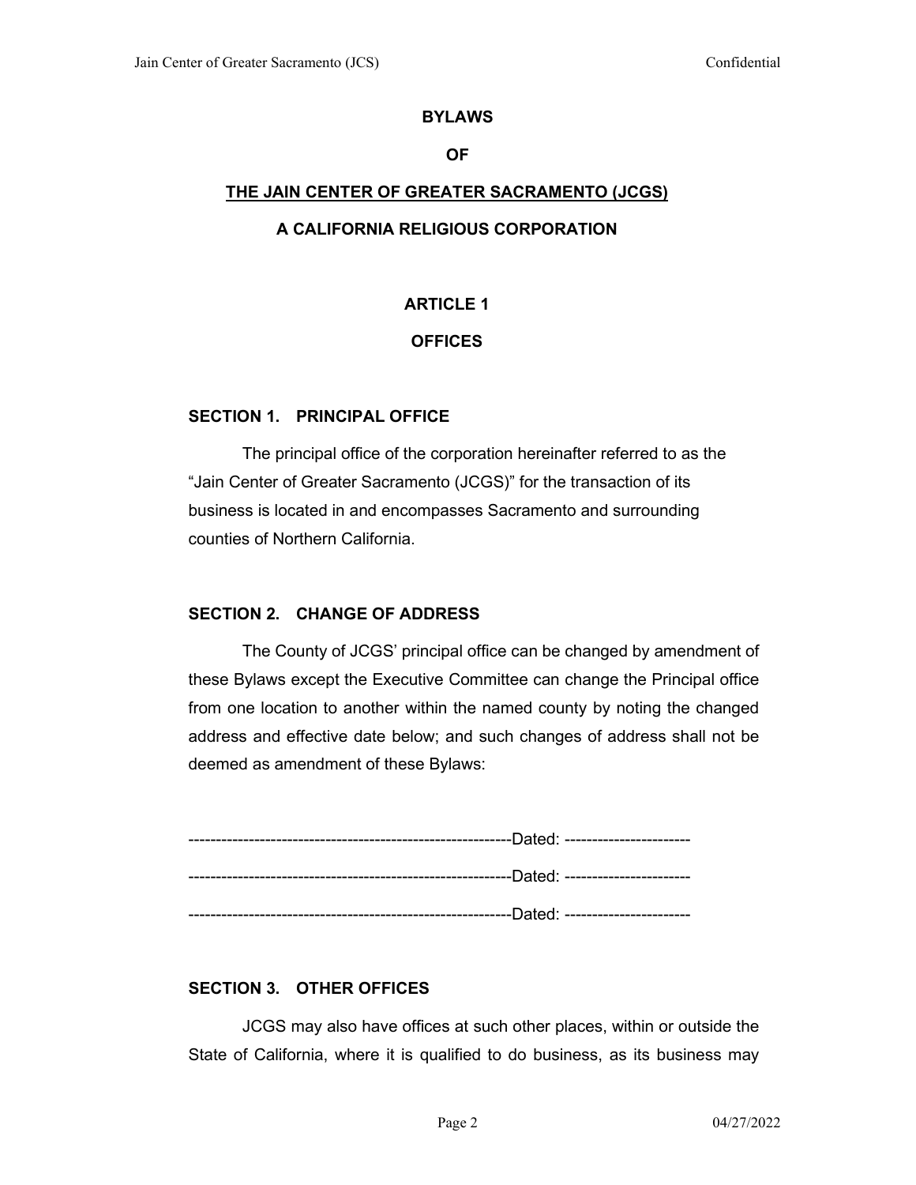**BYLAWS**

**OF**

**THE JAIN CENTER OF GREATER SACRAMENTO (JCGS)**

**A CALIFORNIA RELIGIOUS CORPORATION**

## ARTICLE 1

## OFFICES

### SECTION 1. PRINCIPAL OFFICE

The principal office of the corporation hereinafter referred to as the "Jain Center of Greater Sacramento (JCGS)" for the transaction of its business is located in and encompasses Sacramento and surrounding counties of Northern California.

### SECTION 2. CHANGE OF ADDRESS

The County of JCGS' principal office can be changed by amendment of these Bylaws except the Executive Committee can change the Principal office from one location to another within the named county by noting the changed address and effective date below; and such changes of address shall not be deemed as amendment of these Bylaws:

----------------------------------------------------------Dated: ----------------------

----------------------------------------------------------Dated: ----------------------

----------------------------------------------------------Dated: ----------------------

### SECTION 3. OTHER OFFICES

JCGS may also have offices at such other places, within or outside the State of California, where it is qualified to do business, as its business may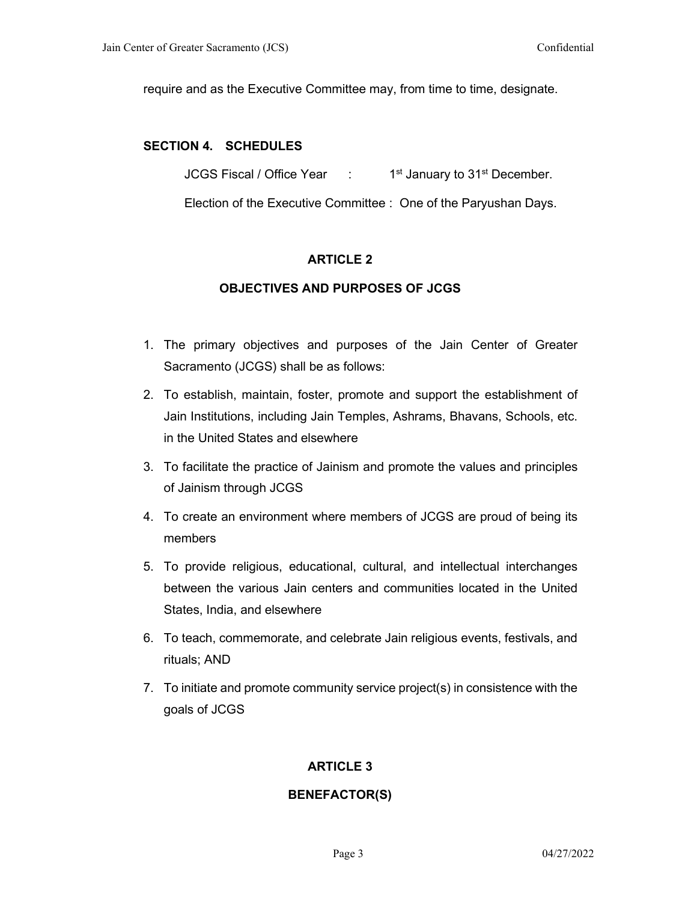require and as the Executive Committee may, from time to time, designate.

### SECTION 4. SCHEDULES

JCGS Fiscal / Office Year : 1st January to 31st December.

Election of the Executive Committee : One of the Paryushan Days.

## ARTICLE 2

## OBJECTIVES AND PURPOSES OF JCGS

1. The primary objectives and purposes of the Jain Center of Greater Sacramento (JCGS) shall be as follows:
2. To establish, maintain, foster, promote and support the establishment of Jain Institutions, including Jain Temples, Ashrams, Bhavans, Schools, etc. in the United States and elsewhere
3. To facilitate the practice of Jainism and promote the values and principles of Jainism through JCGS
4. To create an environment where members of JCGS are proud of being its members
5. To provide religious, educational, cultural, and intellectual interchanges between the various Jain centers and communities located in the United States, India, and elsewhere
6. To teach, commemorate, and celebrate Jain religious events, festivals, and rituals; AND
7. To initiate and promote community service project(s) in consistence with the goals of JCGS

## ARTICLE 3

## BENEFACTOR(S)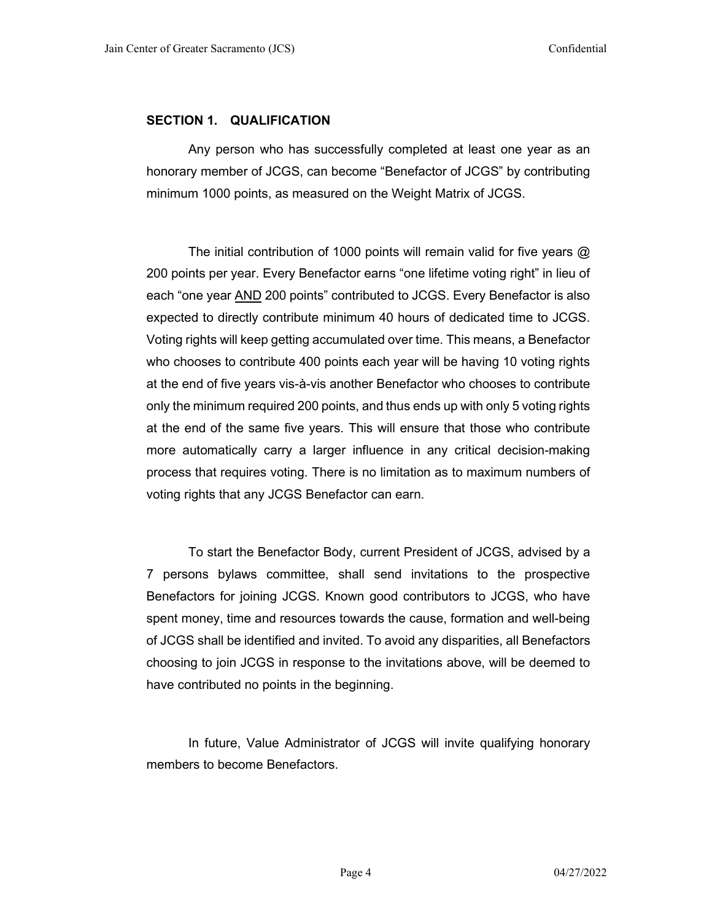## SECTION 1. QUALIFICATION

Any person who has successfully completed at least one year as an honorary member of JCGS, can become "Benefactor of JCGS" by contributing minimum 1000 points, as measured on the Weight Matrix of JCGS.

The initial contribution of 1000 points will remain valid for five years @ 200 points per year. Every Benefactor earns "one lifetime voting right" in lieu of each "one year <u>AND</u> 200 points" contributed to JCGS. Every Benefactor is also expected to directly contribute minimum 40 hours of dedicated time to JCGS. Voting rights will keep getting accumulated over time. This means, a Benefactor who chooses to contribute 400 points each year will be having 10 voting rights at the end of five years vis-à-vis another Benefactor who chooses to contribute only the minimum required 200 points, and thus ends up with only 5 voting rights at the end of the same five years. This will ensure that those who contribute more automatically carry a larger influence in any critical decision-making process that requires voting. There is no limitation as to maximum numbers of voting rights that any JCGS Benefactor can earn.

To start the Benefactor Body, current President of JCGS, advised by a 7 persons bylaws committee, shall send invitations to the prospective Benefactors for joining JCGS. Known good contributors to JCGS, who have spent money, time and resources towards the cause, formation and well-being of JCGS shall be identified and invited. To avoid any disparities, all Benefactors choosing to join JCGS in response to the invitations above, will be deemed to have contributed no points in the beginning.

In future, Value Administrator of JCGS will invite qualifying honorary members to become Benefactors.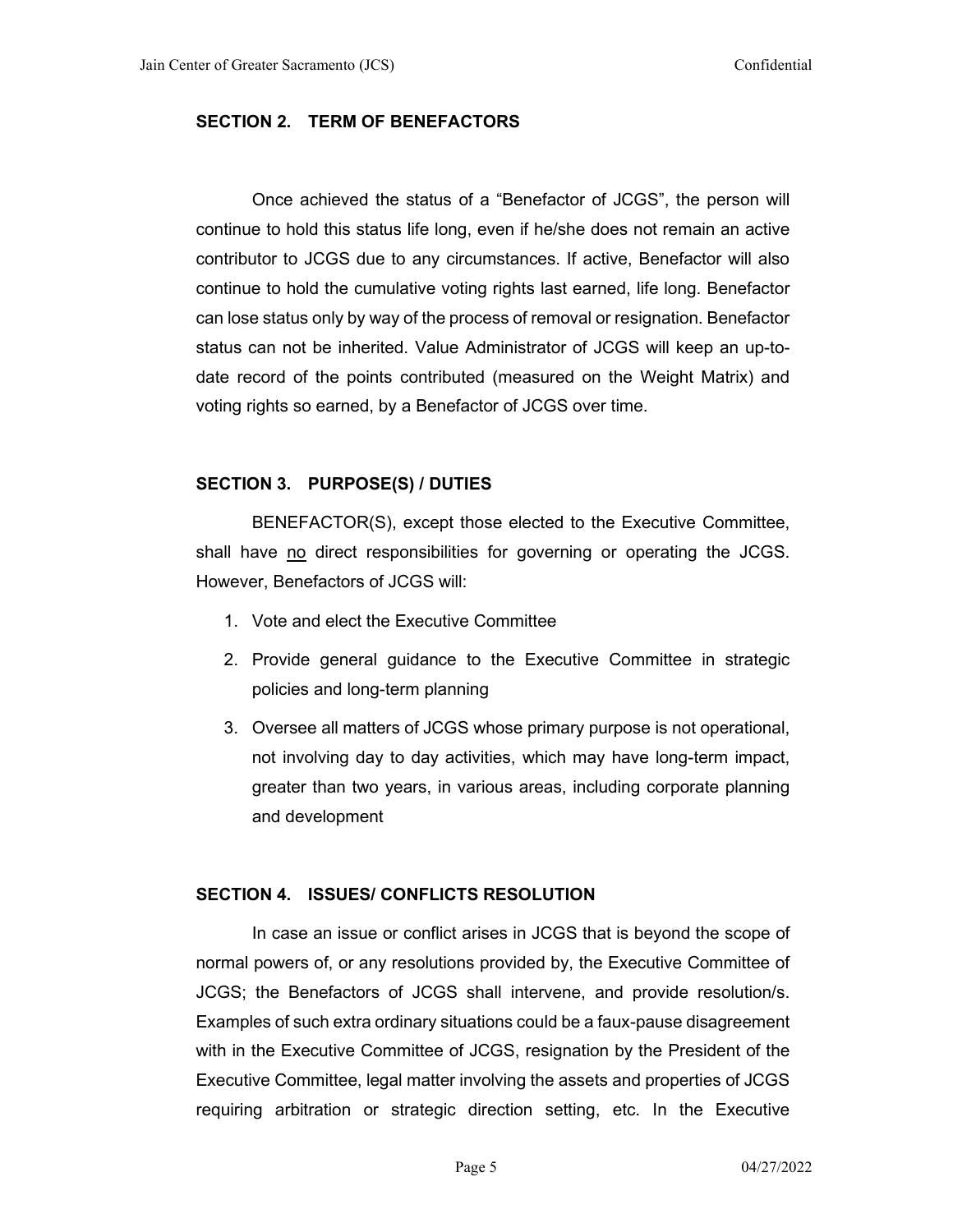## SECTION 2. TERM OF BENEFACTORS

Once achieved the status of a "Benefactor of JCGS", the person will continue to hold this status life long, even if he/she does not remain an active contributor to JCGS due to any circumstances. If active, Benefactor will also continue to hold the cumulative voting rights last earned, life long. Benefactor can lose status only by way of the process of removal or resignation. Benefactor status can not be inherited. Value Administrator of JCGS will keep an up-to-date record of the points contributed (measured on the Weight Matrix) and voting rights so earned, by a Benefactor of JCGS over time.

## SECTION 3. PURPOSE(S) / DUTIES

BENEFACTOR(S), except those elected to the Executive Committee, shall have <u>no</u> direct responsibilities for governing or operating the JCGS. However, Benefactors of JCGS will:

1. Vote and elect the Executive Committee
2. Provide general guidance to the Executive Committee in strategic policies and long-term planning
3. Oversee all matters of JCGS whose primary purpose is not operational, not involving day to day activities, which may have long-term impact, greater than two years, in various areas, including corporate planning and development

## SECTION 4. ISSUES/ CONFLICTS RESOLUTION

In case an issue or conflict arises in JCGS that is beyond the scope of normal powers of, or any resolutions provided by, the Executive Committee of JCGS; the Benefactors of JCGS shall intervene, and provide resolution/s. Examples of such extra ordinary situations could be a faux-pause disagreement with in the Executive Committee of JCGS, resignation by the President of the Executive Committee, legal matter involving the assets and properties of JCGS requiring arbitration or strategic direction setting, etc. In the Executive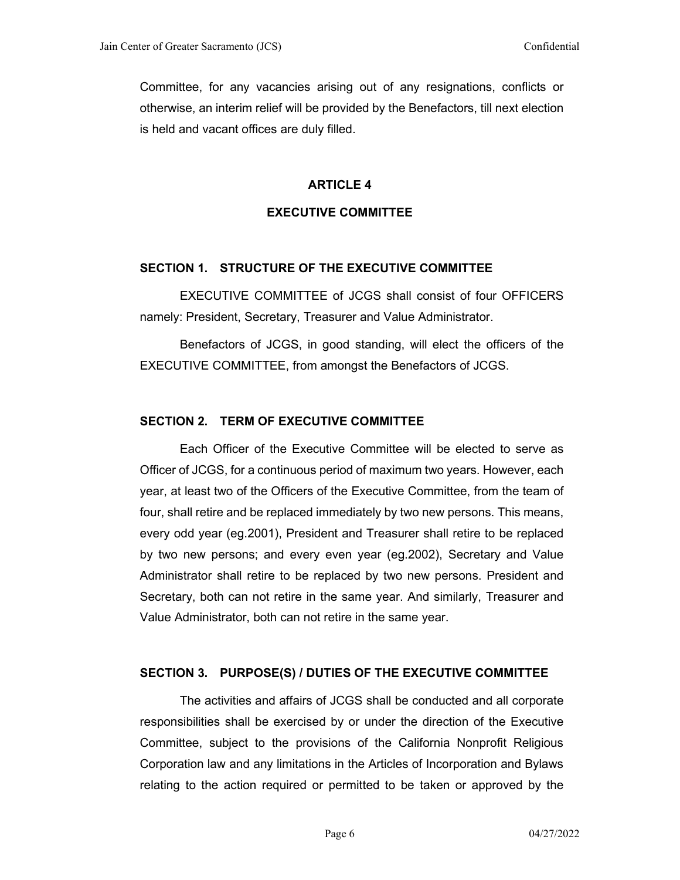Committee, for any vacancies arising out of any resignations, conflicts or otherwise, an interim relief will be provided by the Benefactors, till next election is held and vacant offices are duly filled.

## ARTICLE 4

## EXECUTIVE COMMITTEE

### SECTION 1. STRUCTURE OF THE EXECUTIVE COMMITTEE

EXECUTIVE COMMITTEE of JCGS shall consist of four OFFICERS namely: President, Secretary, Treasurer and Value Administrator.

Benefactors of JCGS, in good standing, will elect the officers of the EXECUTIVE COMMITTEE, from amongst the Benefactors of JCGS.

### SECTION 2. TERM OF EXECUTIVE COMMITTEE

Each Officer of the Executive Committee will be elected to serve as Officer of JCGS, for a continuous period of maximum two years. However, each year, at least two of the Officers of the Executive Committee, from the team of four, shall retire and be replaced immediately by two new persons. This means, every odd year (eg.2001), President and Treasurer shall retire to be replaced by two new persons; and every even year (eg.2002), Secretary and Value Administrator shall retire to be replaced by two new persons. President and Secretary, both can not retire in the same year. And similarly, Treasurer and Value Administrator, both can not retire in the same year.

### SECTION 3. PURPOSE(S) / DUTIES OF THE EXECUTIVE COMMITTEE

The activities and affairs of JCGS shall be conducted and all corporate responsibilities shall be exercised by or under the direction of the Executive Committee, subject to the provisions of the California Nonprofit Religious Corporation law and any limitations in the Articles of Incorporation and Bylaws relating to the action required or permitted to be taken or approved by the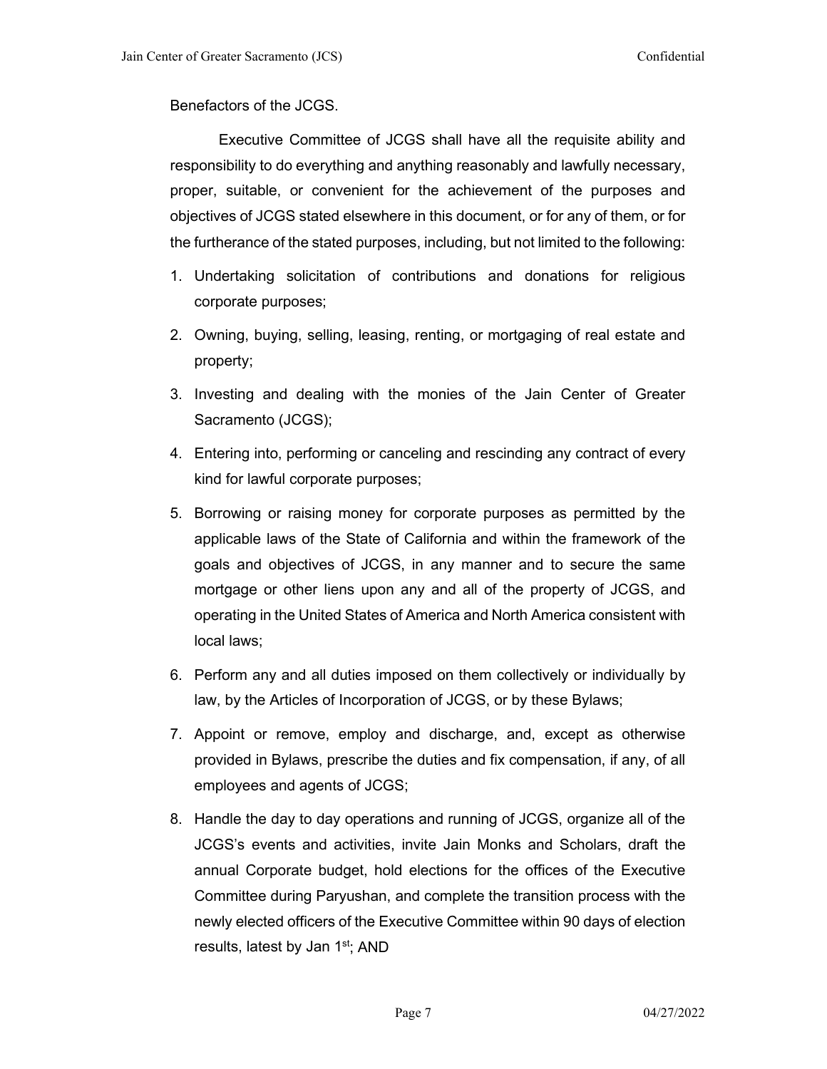Benefactors of the JCGS.

Executive Committee of JCGS shall have all the requisite ability and responsibility to do everything and anything reasonably and lawfully necessary, proper, suitable, or convenient for the achievement of the purposes and objectives of JCGS stated elsewhere in this document, or for any of them, or for the furtherance of the stated purposes, including, but not limited to the following:

1. Undertaking solicitation of contributions and donations for religious corporate purposes;
2. Owning, buying, selling, leasing, renting, or mortgaging of real estate and property;
3. Investing and dealing with the monies of the Jain Center of Greater Sacramento (JCGS);
4. Entering into, performing or canceling and rescinding any contract of every kind for lawful corporate purposes;
5. Borrowing or raising money for corporate purposes as permitted by the applicable laws of the State of California and within the framework of the goals and objectives of JCGS, in any manner and to secure the same mortgage or other liens upon any and all of the property of JCGS, and operating in the United States of America and North America consistent with local laws;
6. Perform any and all duties imposed on them collectively or individually by law, by the Articles of Incorporation of JCGS, or by these Bylaws;
7. Appoint or remove, employ and discharge, and, except as otherwise provided in Bylaws, prescribe the duties and fix compensation, if any, of all employees and agents of JCGS;
8. Handle the day to day operations and running of JCGS, organize all of the JCGS's events and activities, invite Jain Monks and Scholars, draft the annual Corporate budget, hold elections for the offices of the Executive Committee during Paryushan, and complete the transition process with the newly elected officers of the Executive Committee within 90 days of election results, latest by Jan 1st; AND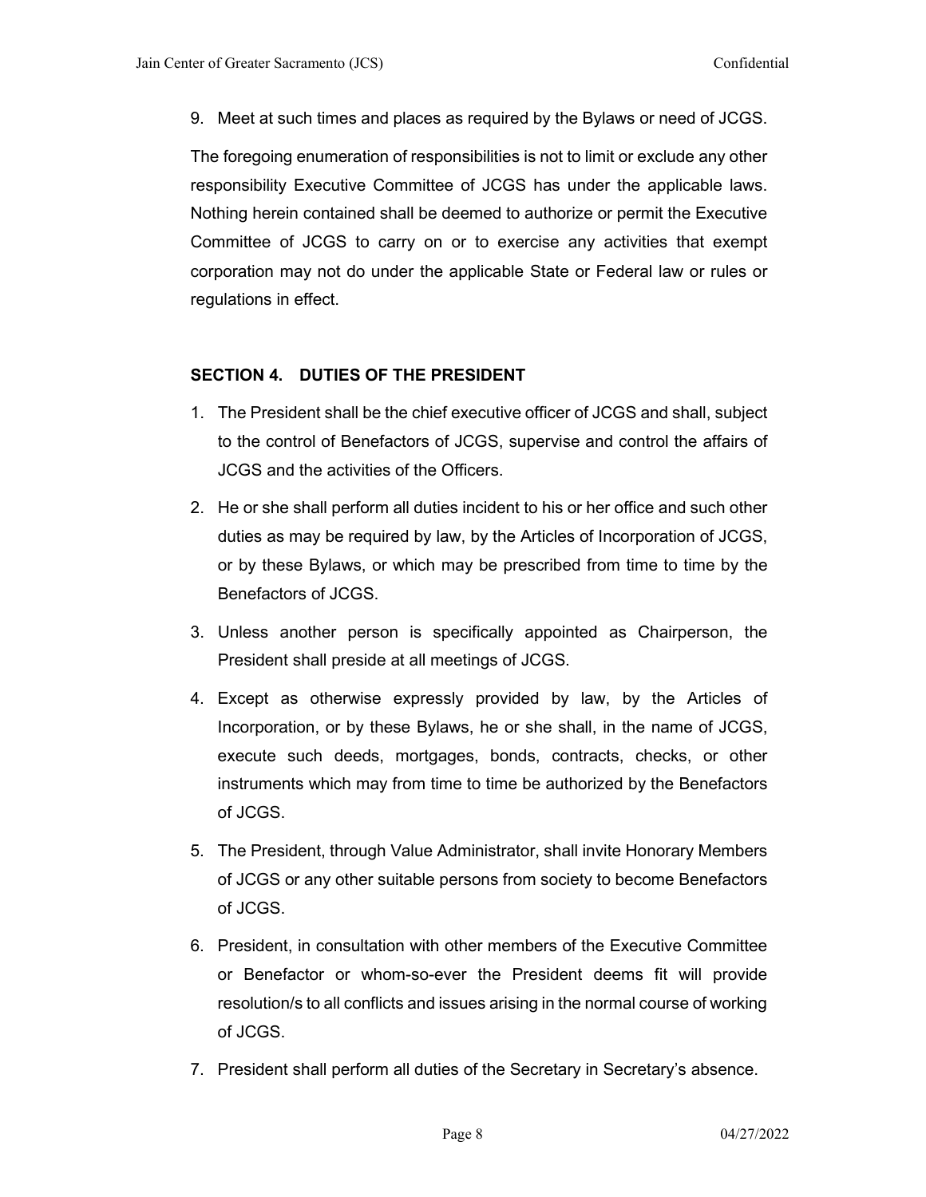9. Meet at such times and places as required by the Bylaws or need of JCGS.

The foregoing enumeration of responsibilities is not to limit or exclude any other responsibility Executive Committee of JCGS has under the applicable laws. Nothing herein contained shall be deemed to authorize or permit the Executive Committee of JCGS to carry on or to exercise any activities that exempt corporation may not do under the applicable State or Federal law or rules or regulations in effect.

### SECTION 4. DUTIES OF THE PRESIDENT

1. The President shall be the chief executive officer of JCGS and shall, subject to the control of Benefactors of JCGS, supervise and control the affairs of JCGS and the activities of the Officers.
2. He or she shall perform all duties incident to his or her office and such other duties as may be required by law, by the Articles of Incorporation of JCGS, or by these Bylaws, or which may be prescribed from time to time by the Benefactors of JCGS.
3. Unless another person is specifically appointed as Chairperson, the President shall preside at all meetings of JCGS.
4. Except as otherwise expressly provided by law, by the Articles of Incorporation, or by these Bylaws, he or she shall, in the name of JCGS, execute such deeds, mortgages, bonds, contracts, checks, or other instruments which may from time to time be authorized by the Benefactors of JCGS.
5. The President, through Value Administrator, shall invite Honorary Members of JCGS or any other suitable persons from society to become Benefactors of JCGS.
6. President, in consultation with other members of the Executive Committee or Benefactor or whom-so-ever the President deems fit will provide resolution/s to all conflicts and issues arising in the normal course of working of JCGS.
7. President shall perform all duties of the Secretary in Secretary's absence.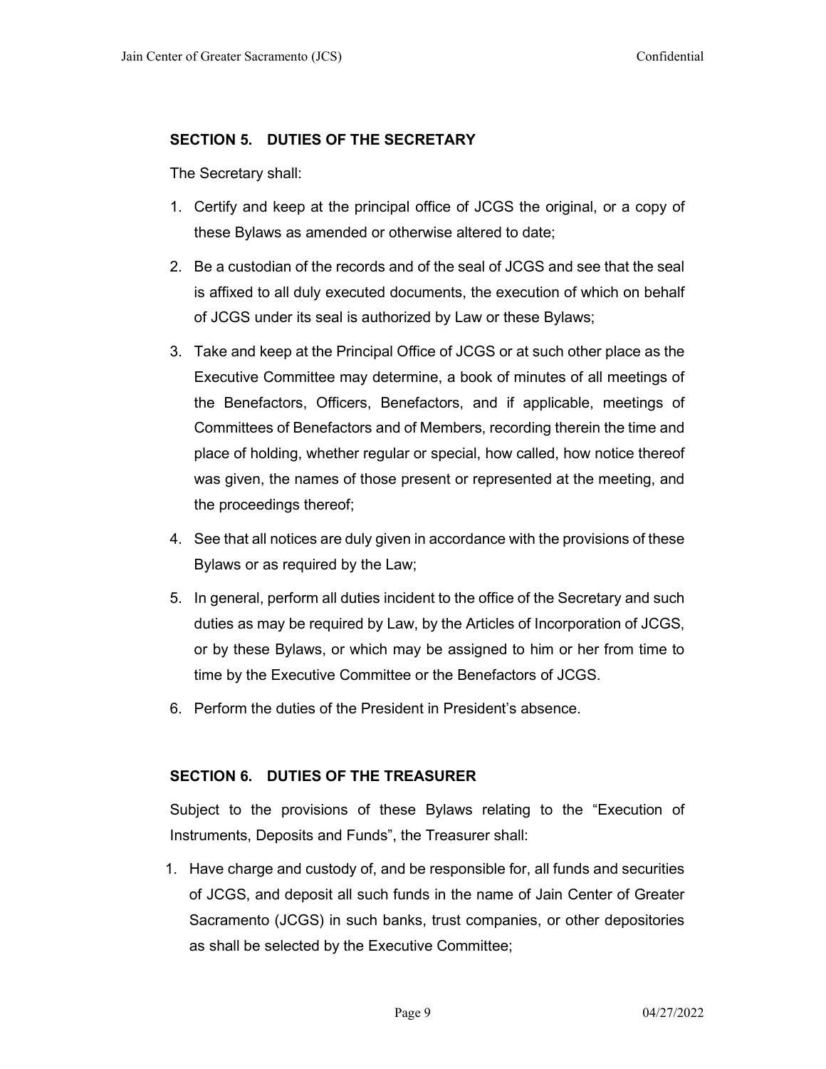## SECTION 5. DUTIES OF THE SECRETARY

The Secretary shall:

1. Certify and keep at the principal office of JCGS the original, or a copy of these Bylaws as amended or otherwise altered to date;
2. Be a custodian of the records and of the seal of JCGS and see that the seal is affixed to all duly executed documents, the execution of which on behalf of JCGS under its seal is authorized by Law or these Bylaws;
3. Take and keep at the Principal Office of JCGS or at such other place as the Executive Committee may determine, a book of minutes of all meetings of the Benefactors, Officers, Benefactors, and if applicable, meetings of Committees of Benefactors and of Members, recording therein the time and place of holding, whether regular or special, how called, how notice thereof was given, the names of those present or represented at the meeting, and the proceedings thereof;
4. See that all notices are duly given in accordance with the provisions of these Bylaws or as required by the Law;
5. In general, perform all duties incident to the office of the Secretary and such duties as may be required by Law, by the Articles of Incorporation of JCGS, or by these Bylaws, or which may be assigned to him or her from time to time by the Executive Committee or the Benefactors of JCGS.
6. Perform the duties of the President in President's absence.

## SECTION 6. DUTIES OF THE TREASURER

Subject to the provisions of these Bylaws relating to the "Execution of Instruments, Deposits and Funds", the Treasurer shall:

1. Have charge and custody of, and be responsible for, all funds and securities of JCGS, and deposit all such funds in the name of Jain Center of Greater Sacramento (JCGS) in such banks, trust companies, or other depositories as shall be selected by the Executive Committee;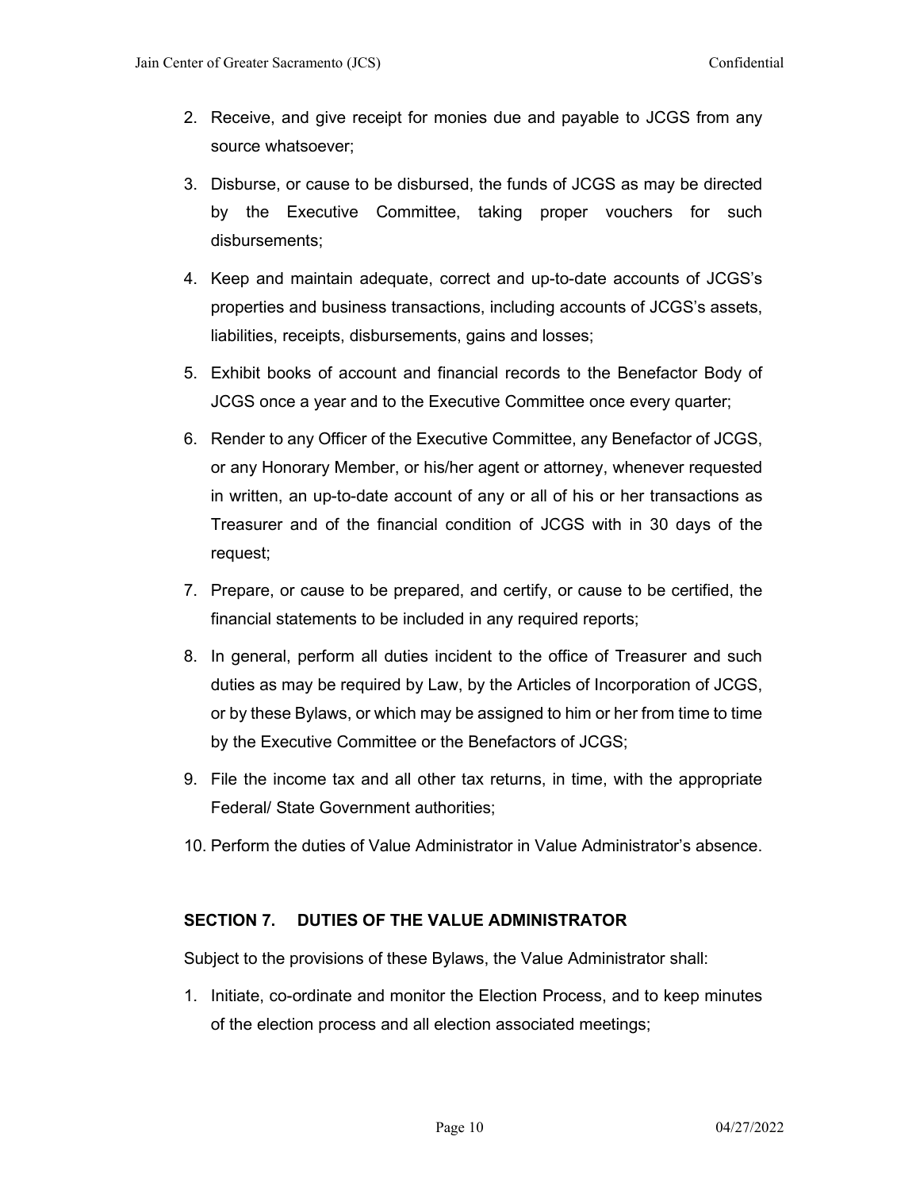2. Receive, and give receipt for monies due and payable to JCGS from any source whatsoever;
3. Disburse, or cause to be disbursed, the funds of JCGS as may be directed by the Executive Committee, taking proper vouchers for such disbursements;
4. Keep and maintain adequate, correct and up-to-date accounts of JCGS's properties and business transactions, including accounts of JCGS's assets, liabilities, receipts, disbursements, gains and losses;
5. Exhibit books of account and financial records to the Benefactor Body of JCGS once a year and to the Executive Committee once every quarter;
6. Render to any Officer of the Executive Committee, any Benefactor of JCGS, or any Honorary Member, or his/her agent or attorney, whenever requested in written, an up-to-date account of any or all of his or her transactions as Treasurer and of the financial condition of JCGS with in 30 days of the request;
7. Prepare, or cause to be prepared, and certify, or cause to be certified, the financial statements to be included in any required reports;
8. In general, perform all duties incident to the office of Treasurer and such duties as may be required by Law, by the Articles of Incorporation of JCGS, or by these Bylaws, or which may be assigned to him or her from time to time by the Executive Committee or the Benefactors of JCGS;
9. File the income tax and all other tax returns, in time, with the appropriate Federal/ State Government authorities;
10. Perform the duties of Value Administrator in Value Administrator's absence.

### SECTION 7. DUTIES OF THE VALUE ADMINISTRATOR

Subject to the provisions of these Bylaws, the Value Administrator shall:

1. Initiate, co-ordinate and monitor the Election Process, and to keep minutes of the election process and all election associated meetings;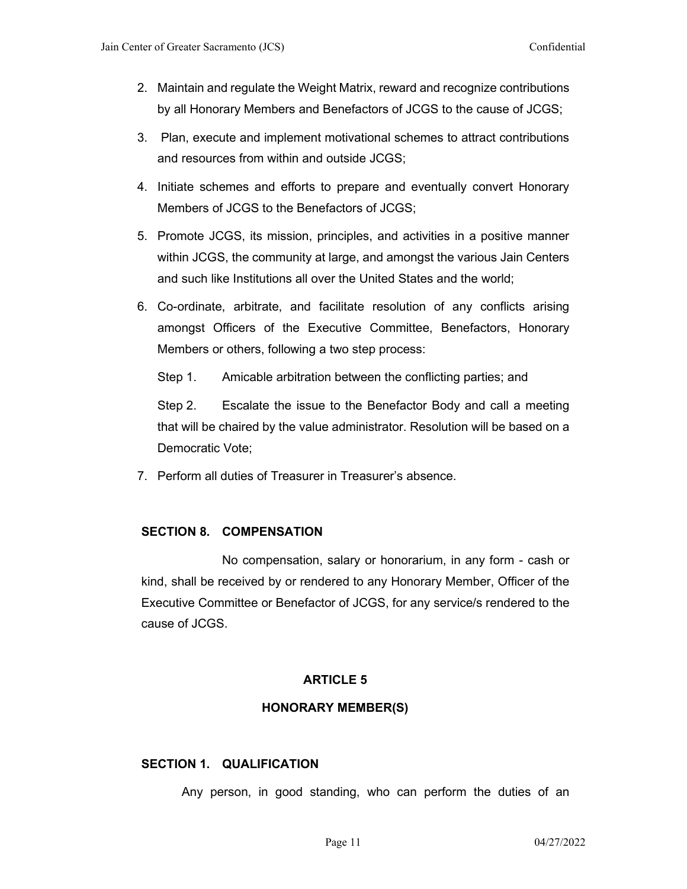2. Maintain and regulate the Weight Matrix, reward and recognize contributions by all Honorary Members and Benefactors of JCGS to the cause of JCGS;

3. Plan, execute and implement motivational schemes to attract contributions and resources from within and outside JCGS;

4. Initiate schemes and efforts to prepare and eventually convert Honorary Members of JCGS to the Benefactors of JCGS;

5. Promote JCGS, its mission, principles, and activities in a positive manner within JCGS, the community at large, and amongst the various Jain Centers and such like Institutions all over the United States and the world;

6. Co-ordinate, arbitrate, and facilitate resolution of any conflicts arising amongst Officers of the Executive Committee, Benefactors, Honorary Members or others, following a two step process:

   Step 1. Amicable arbitration between the conflicting parties; and

   Step 2. Escalate the issue to the Benefactor Body and call a meeting that will be chaired by the value administrator. Resolution will be based on a Democratic Vote;

7. Perform all duties of Treasurer in Treasurer's absence.

**SECTION 8. COMPENSATION**

No compensation, salary or honorarium, in any form - cash or kind, shall be received by or rendered to any Honorary Member, Officer of the Executive Committee or Benefactor of JCGS, for any service/s rendered to the cause of JCGS.

## ARTICLE 5

## HONORARY MEMBER(S)

**SECTION 1. QUALIFICATION**

Any person, in good standing, who can perform the duties of an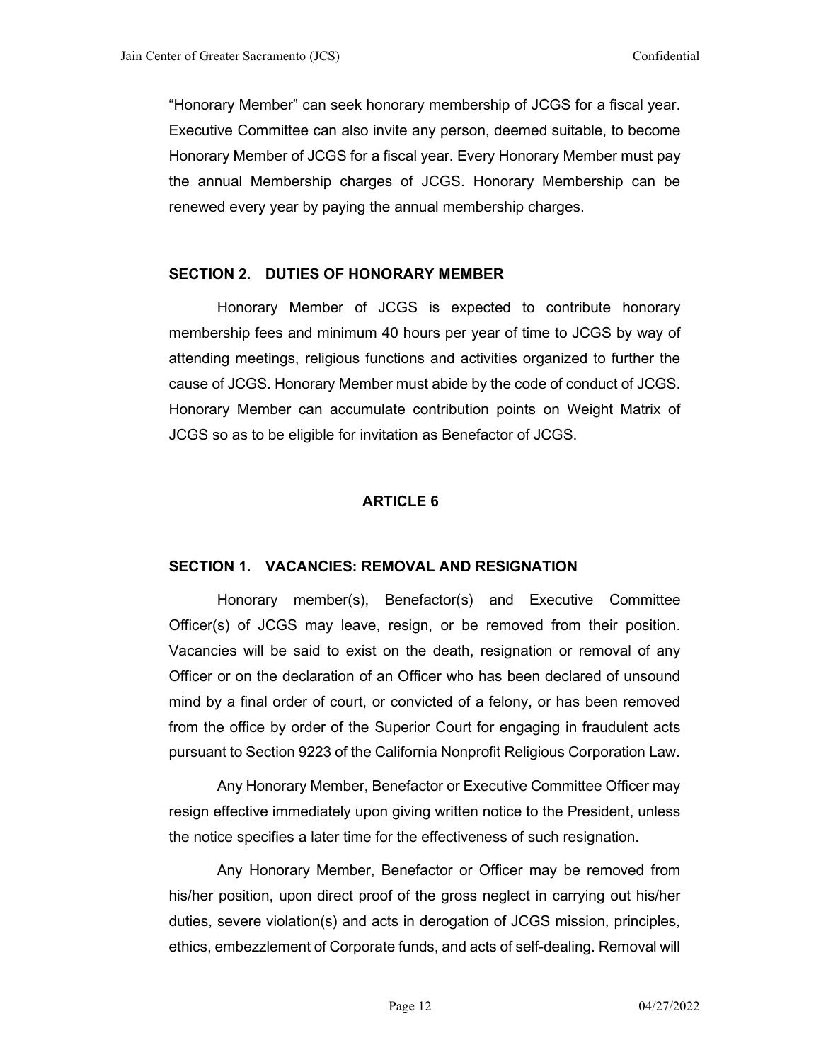"Honorary Member" can seek honorary membership of JCGS for a fiscal year. Executive Committee can also invite any person, deemed suitable, to become Honorary Member of JCGS for a fiscal year. Every Honorary Member must pay the annual Membership charges of JCGS. Honorary Membership can be renewed every year by paying the annual membership charges.

### SECTION 2. DUTIES OF HONORARY MEMBER

Honorary Member of JCGS is expected to contribute honorary membership fees and minimum 40 hours per year of time to JCGS by way of attending meetings, religious functions and activities organized to further the cause of JCGS. Honorary Member must abide by the code of conduct of JCGS. Honorary Member can accumulate contribution points on Weight Matrix of JCGS so as to be eligible for invitation as Benefactor of JCGS.

## ARTICLE 6

### SECTION 1. VACANCIES: REMOVAL AND RESIGNATION

Honorary member(s), Benefactor(s) and Executive Committee Officer(s) of JCGS may leave, resign, or be removed from their position. Vacancies will be said to exist on the death, resignation or removal of any Officer or on the declaration of an Officer who has been declared of unsound mind by a final order of court, or convicted of a felony, or has been removed from the office by order of the Superior Court for engaging in fraudulent acts pursuant to Section 9223 of the California Nonprofit Religious Corporation Law.

Any Honorary Member, Benefactor or Executive Committee Officer may resign effective immediately upon giving written notice to the President, unless the notice specifies a later time for the effectiveness of such resignation.

Any Honorary Member, Benefactor or Officer may be removed from his/her position, upon direct proof of the gross neglect in carrying out his/her duties, severe violation(s) and acts in derogation of JCGS mission, principles, ethics, embezzlement of Corporate funds, and acts of self-dealing. Removal will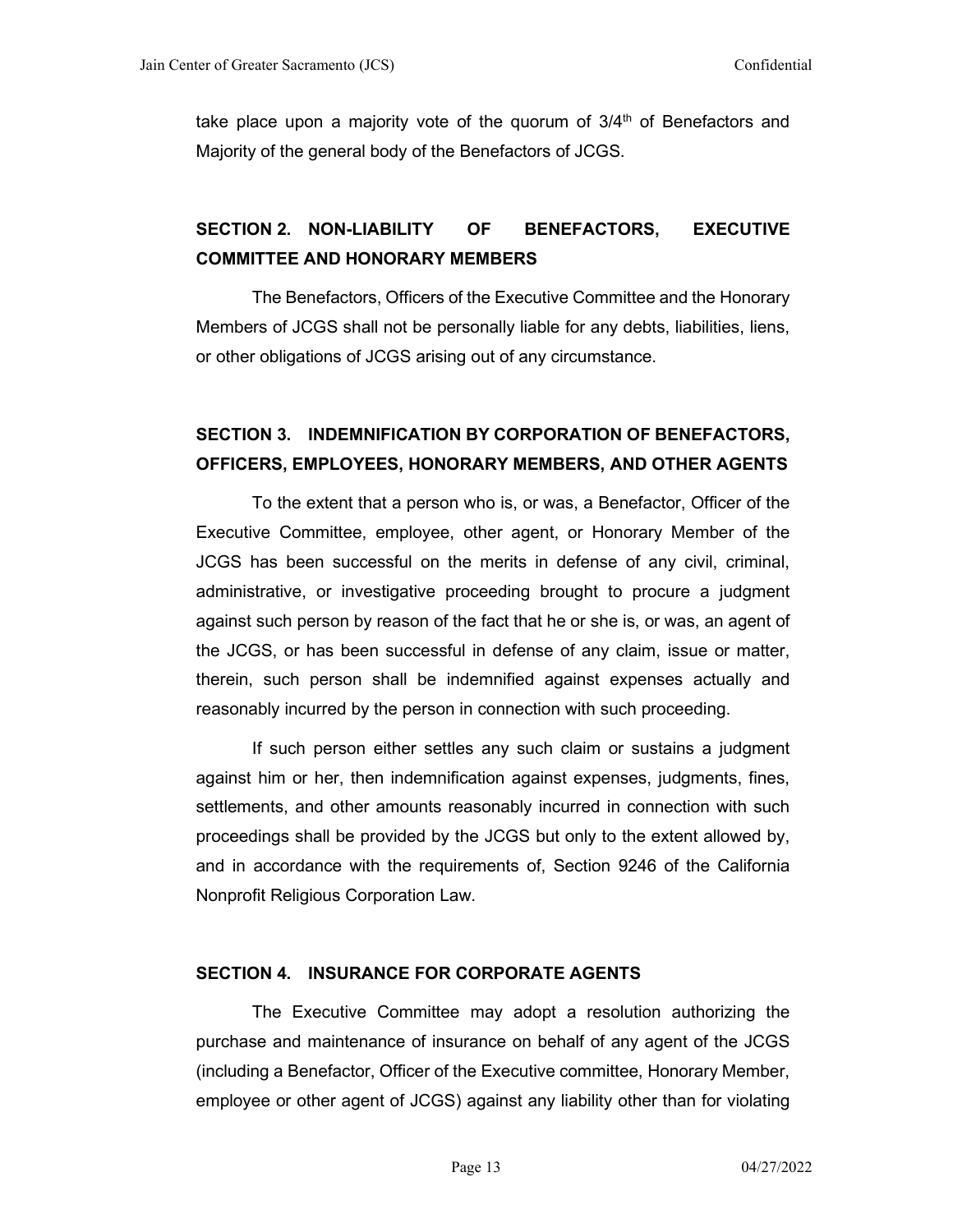take place upon a majority vote of the quorum of 3/4th of Benefactors and Majority of the general body of the Benefactors of JCGS.

## SECTION 2. NON-LIABILITY OF BENEFACTORS, EXECUTIVE COMMITTEE AND HONORARY MEMBERS

The Benefactors, Officers of the Executive Committee and the Honorary Members of JCGS shall not be personally liable for any debts, liabilities, liens, or other obligations of JCGS arising out of any circumstance.

## SECTION 3. INDEMNIFICATION BY CORPORATION OF BENEFACTORS, OFFICERS, EMPLOYEES, HONORARY MEMBERS, AND OTHER AGENTS

To the extent that a person who is, or was, a Benefactor, Officer of the Executive Committee, employee, other agent, or Honorary Member of the JCGS has been successful on the merits in defense of any civil, criminal, administrative, or investigative proceeding brought to procure a judgment against such person by reason of the fact that he or she is, or was, an agent of the JCGS, or has been successful in defense of any claim, issue or matter, therein, such person shall be indemnified against expenses actually and reasonably incurred by the person in connection with such proceeding.

If such person either settles any such claim or sustains a judgment against him or her, then indemnification against expenses, judgments, fines, settlements, and other amounts reasonably incurred in connection with such proceedings shall be provided by the JCGS but only to the extent allowed by, and in accordance with the requirements of, Section 9246 of the California Nonprofit Religious Corporation Law.

## SECTION 4. INSURANCE FOR CORPORATE AGENTS

The Executive Committee may adopt a resolution authorizing the purchase and maintenance of insurance on behalf of any agent of the JCGS (including a Benefactor, Officer of the Executive committee, Honorary Member, employee or other agent of JCGS) against any liability other than for violating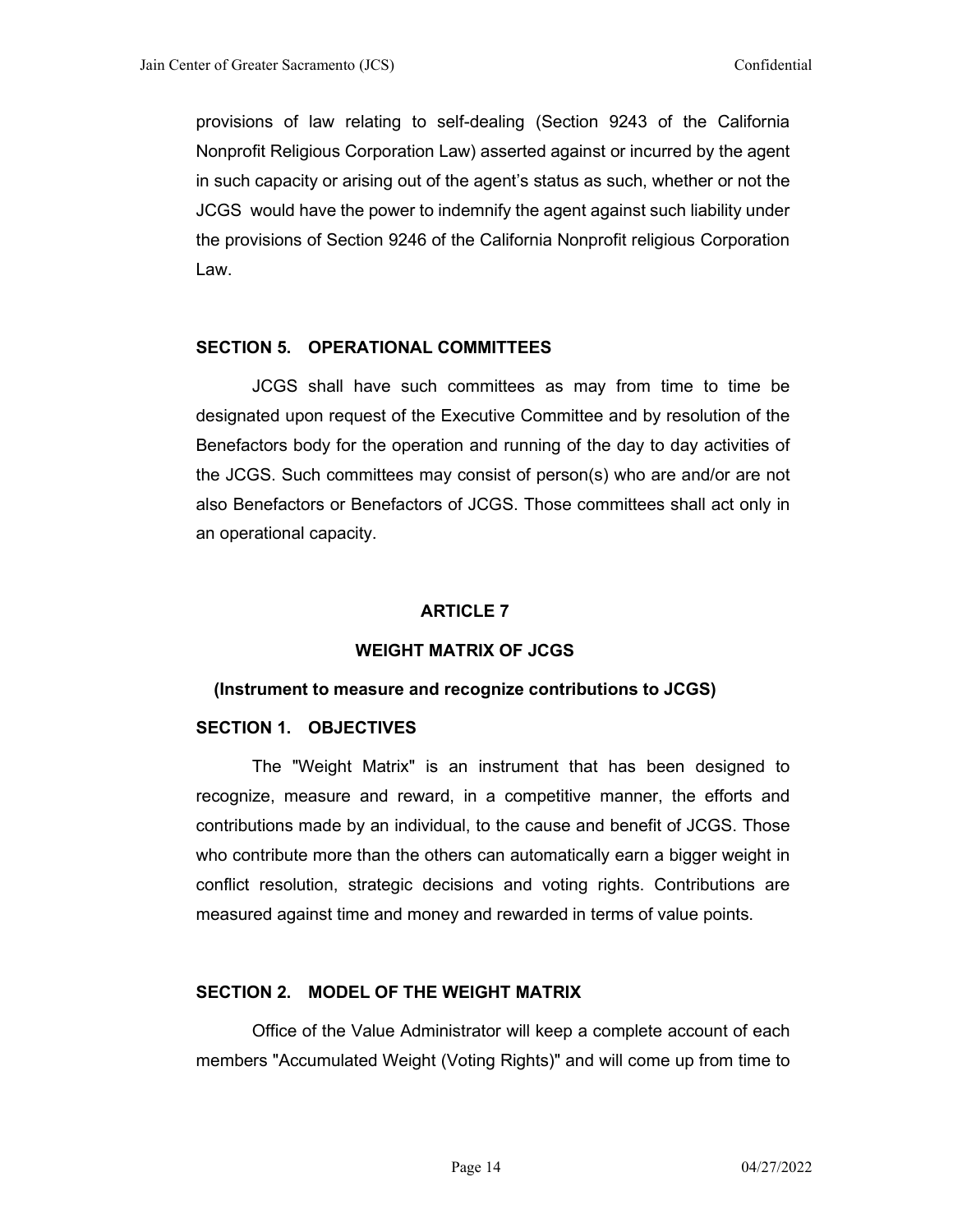provisions of law relating to self-dealing (Section 9243 of the California Nonprofit Religious Corporation Law) asserted against or incurred by the agent in such capacity or arising out of the agent's status as such, whether or not the JCGS would have the power to indemnify the agent against such liability under the provisions of Section 9246 of the California Nonprofit religious Corporation Law.

### SECTION 5. OPERATIONAL COMMITTEES

JCGS shall have such committees as may from time to time be designated upon request of the Executive Committee and by resolution of the Benefactors body for the operation and running of the day to day activities of the JCGS. Such committees may consist of person(s) who are and/or are not also Benefactors or Benefactors of JCGS. Those committees shall act only in an operational capacity.

## ARTICLE 7

## WEIGHT MATRIX OF JCGS

**(Instrument to measure and recognize contributions to JCGS)**

### SECTION 1. OBJECTIVES

The "Weight Matrix" is an instrument that has been designed to recognize, measure and reward, in a competitive manner, the efforts and contributions made by an individual, to the cause and benefit of JCGS. Those who contribute more than the others can automatically earn a bigger weight in conflict resolution, strategic decisions and voting rights. Contributions are measured against time and money and rewarded in terms of value points.

### SECTION 2. MODEL OF THE WEIGHT MATRIX

Office of the Value Administrator will keep a complete account of each members "Accumulated Weight (Voting Rights)" and will come up from time to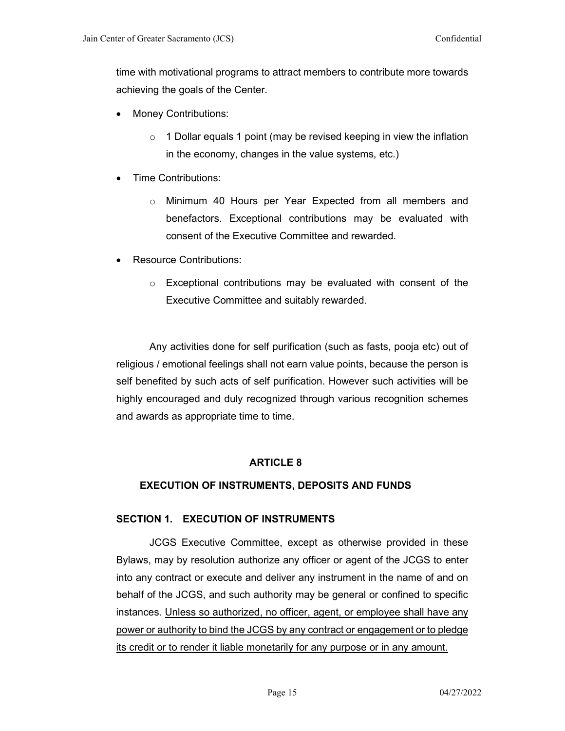time with motivational programs to attract members to contribute more towards achieving the goals of the Center.

- Money Contributions:
  - 1 Dollar equals 1 point (may be revised keeping in view the inflation in the economy, changes in the value systems, etc.)
- Time Contributions:
  - Minimum 40 Hours per Year Expected from all members and benefactors. Exceptional contributions may be evaluated with consent of the Executive Committee and rewarded.
- Resource Contributions:
  - Exceptional contributions may be evaluated with consent of the Executive Committee and suitably rewarded.

Any activities done for self purification (such as fasts, pooja etc) out of religious / emotional feelings shall not earn value points, because the person is self benefited by such acts of self purification. However such activities will be highly encouraged and duly recognized through various recognition schemes and awards as appropriate time to time.

## ARTICLE 8

## EXECUTION OF INSTRUMENTS, DEPOSITS AND FUNDS

### SECTION 1. EXECUTION OF INSTRUMENTS

JCGS Executive Committee, except as otherwise provided in these Bylaws, may by resolution authorize any officer or agent of the JCGS to enter into any contract or execute and deliver any instrument in the name of and on behalf of the JCGS, and such authority may be general or confined to specific instances. <u>Unless so authorized, no officer, agent, or employee shall have any power or authority to bind the JCGS by any contract or engagement or to pledge its credit or to render it liable monetarily for any purpose or in any amount.</u>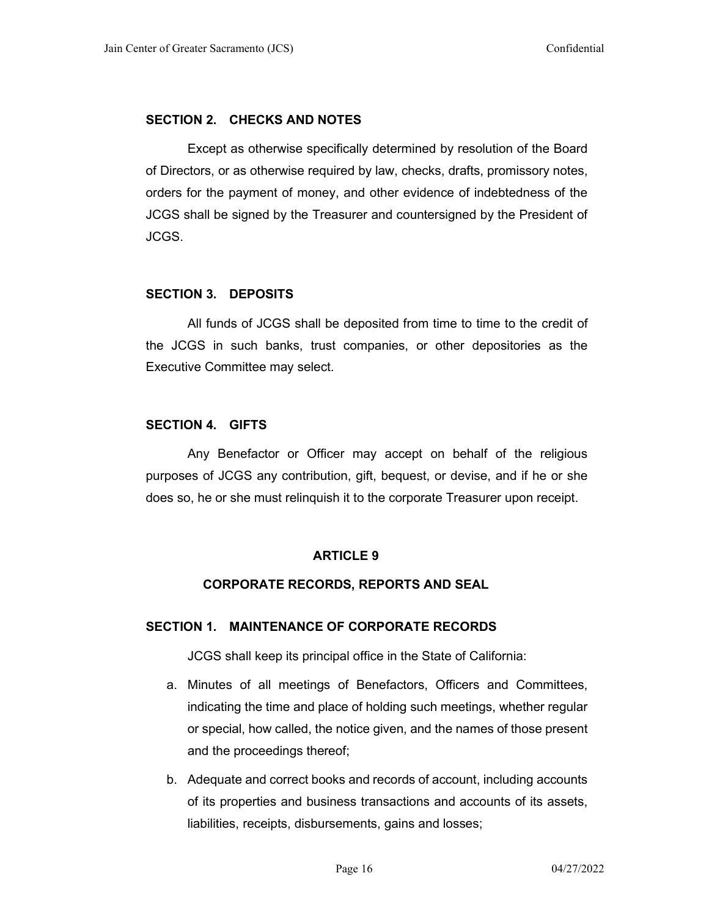### SECTION 2. CHECKS AND NOTES

Except as otherwise specifically determined by resolution of the Board of Directors, or as otherwise required by law, checks, drafts, promissory notes, orders for the payment of money, and other evidence of indebtedness of the JCGS shall be signed by the Treasurer and countersigned by the President of JCGS.

### SECTION 3. DEPOSITS

All funds of JCGS shall be deposited from time to time to the credit of the JCGS in such banks, trust companies, or other depositories as the Executive Committee may select.

### SECTION 4. GIFTS

Any Benefactor or Officer may accept on behalf of the religious purposes of JCGS any contribution, gift, bequest, or devise, and if he or she does so, he or she must relinquish it to the corporate Treasurer upon receipt.

## ARTICLE 9

## CORPORATE RECORDS, REPORTS AND SEAL

### SECTION 1. MAINTENANCE OF CORPORATE RECORDS

JCGS shall keep its principal office in the State of California:

a. Minutes of all meetings of Benefactors, Officers and Committees, indicating the time and place of holding such meetings, whether regular or special, how called, the notice given, and the names of those present and the proceedings thereof;

b. Adequate and correct books and records of account, including accounts of its properties and business transactions and accounts of its assets, liabilities, receipts, disbursements, gains and losses;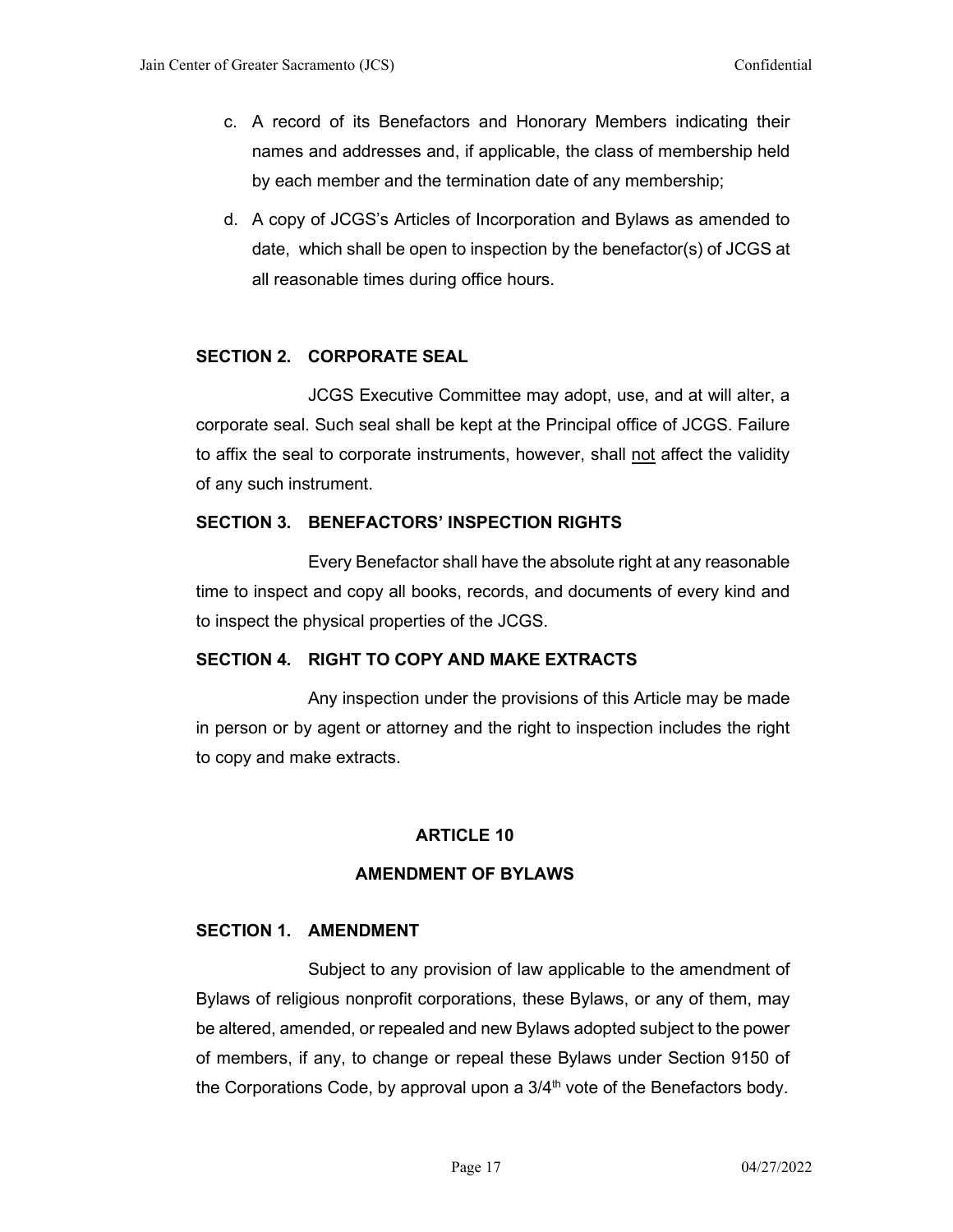c. A record of its Benefactors and Honorary Members indicating their names and addresses and, if applicable, the class of membership held by each member and the termination date of any membership;

d. A copy of JCGS's Articles of Incorporation and Bylaws as amended to date, which shall be open to inspection by the benefactor(s) of JCGS at all reasonable times during office hours.

**SECTION 2. CORPORATE SEAL**

JCGS Executive Committee may adopt, use, and at will alter, a corporate seal. Such seal shall be kept at the Principal office of JCGS. Failure to affix the seal to corporate instruments, however, shall <u>not</u> affect the validity of any such instrument.

**SECTION 3. BENEFACTORS' INSPECTION RIGHTS**

Every Benefactor shall have the absolute right at any reasonable time to inspect and copy all books, records, and documents of every kind and to inspect the physical properties of the JCGS.

**SECTION 4. RIGHT TO COPY AND MAKE EXTRACTS**

Any inspection under the provisions of this Article may be made in person or by agent or attorney and the right to inspection includes the right to copy and make extracts.

## ARTICLE 10

## AMENDMENT OF BYLAWS

**SECTION 1. AMENDMENT**

Subject to any provision of law applicable to the amendment of Bylaws of religious nonprofit corporations, these Bylaws, or any of them, may be altered, amended, or repealed and new Bylaws adopted subject to the power of members, if any, to change or repeal these Bylaws under Section 9150 of the Corporations Code, by approval upon a 3/4th vote of the Benefactors body.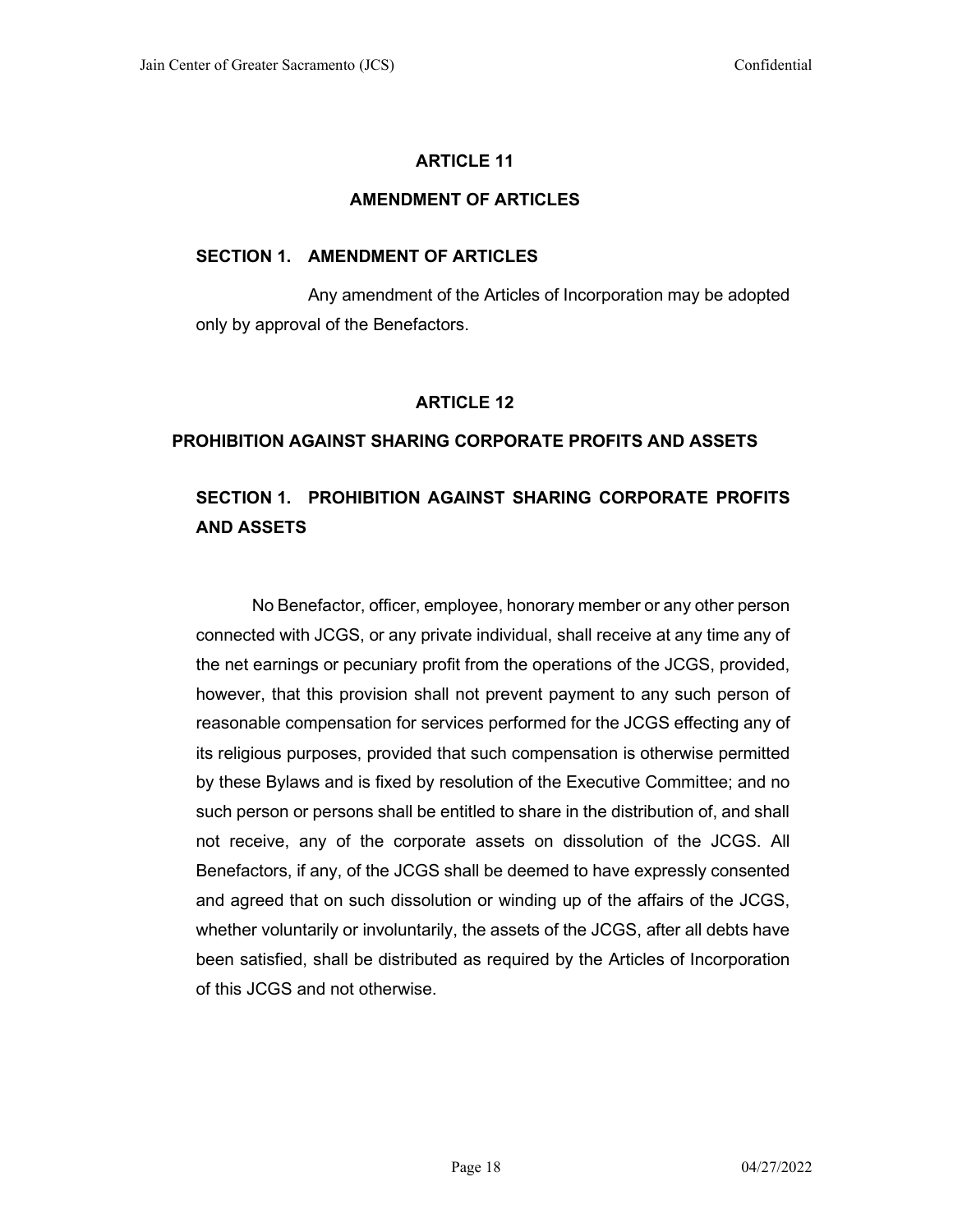## ARTICLE 11

## AMENDMENT OF ARTICLES

### SECTION 1. AMENDMENT OF ARTICLES

Any amendment of the Articles of Incorporation may be adopted only by approval of the Benefactors.

## ARTICLE 12

## PROHIBITION AGAINST SHARING CORPORATE PROFITS AND ASSETS

### SECTION 1. PROHIBITION AGAINST SHARING CORPORATE PROFITS AND ASSETS

No Benefactor, officer, employee, honorary member or any other person connected with JCGS, or any private individual, shall receive at any time any of the net earnings or pecuniary profit from the operations of the JCGS, provided, however, that this provision shall not prevent payment to any such person of reasonable compensation for services performed for the JCGS effecting any of its religious purposes, provided that such compensation is otherwise permitted by these Bylaws and is fixed by resolution of the Executive Committee; and no such person or persons shall be entitled to share in the distribution of, and shall not receive, any of the corporate assets on dissolution of the JCGS. All Benefactors, if any, of the JCGS shall be deemed to have expressly consented and agreed that on such dissolution or winding up of the affairs of the JCGS, whether voluntarily or involuntarily, the assets of the JCGS, after all debts have been satisfied, shall be distributed as required by the Articles of Incorporation of this JCGS and not otherwise.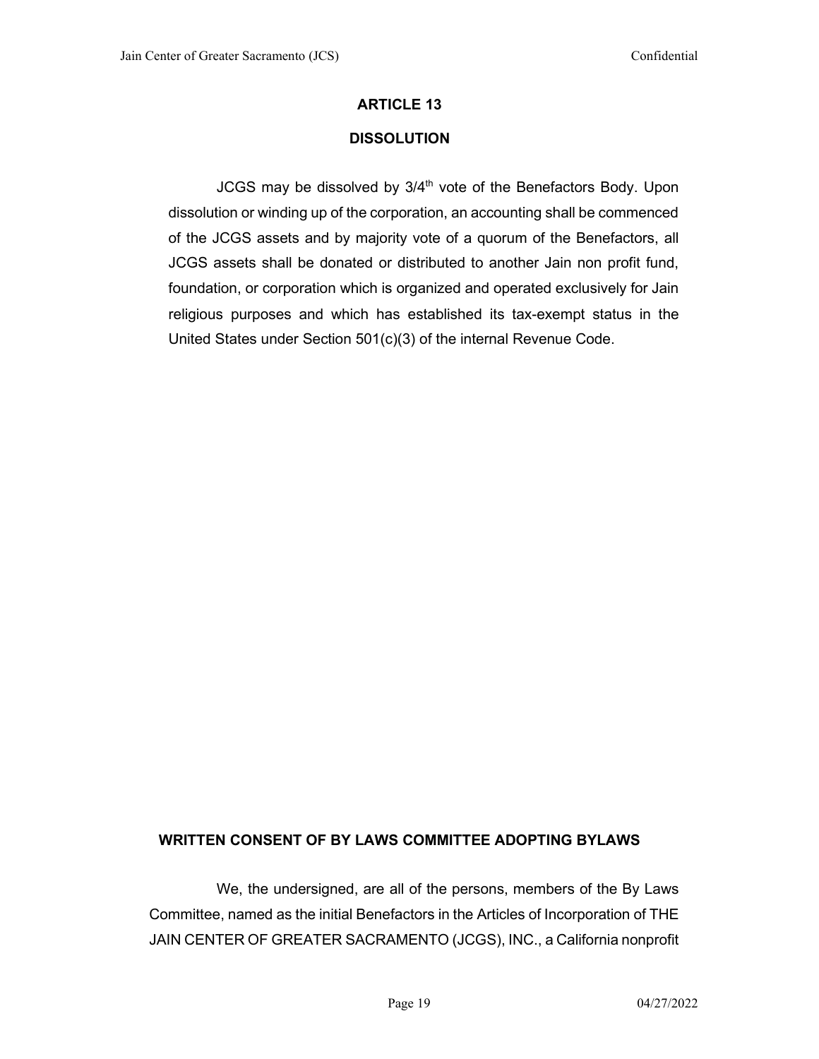## ARTICLE 13

## DISSOLUTION

JCGS may be dissolved by 3/4th vote of the Benefactors Body. Upon dissolution or winding up of the corporation, an accounting shall be commenced of the JCGS assets and by majority vote of a quorum of the Benefactors, all JCGS assets shall be donated or distributed to another Jain non profit fund, foundation, or corporation which is organized and operated exclusively for Jain religious purposes and which has established its tax-exempt status in the United States under Section 501(c)(3) of the internal Revenue Code.

## WRITTEN CONSENT OF BY LAWS COMMITTEE ADOPTING BYLAWS

We, the undersigned, are all of the persons, members of the By Laws Committee, named as the initial Benefactors in the Articles of Incorporation of THE JAIN CENTER OF GREATER SACRAMENTO (JCGS), INC., a California nonprofit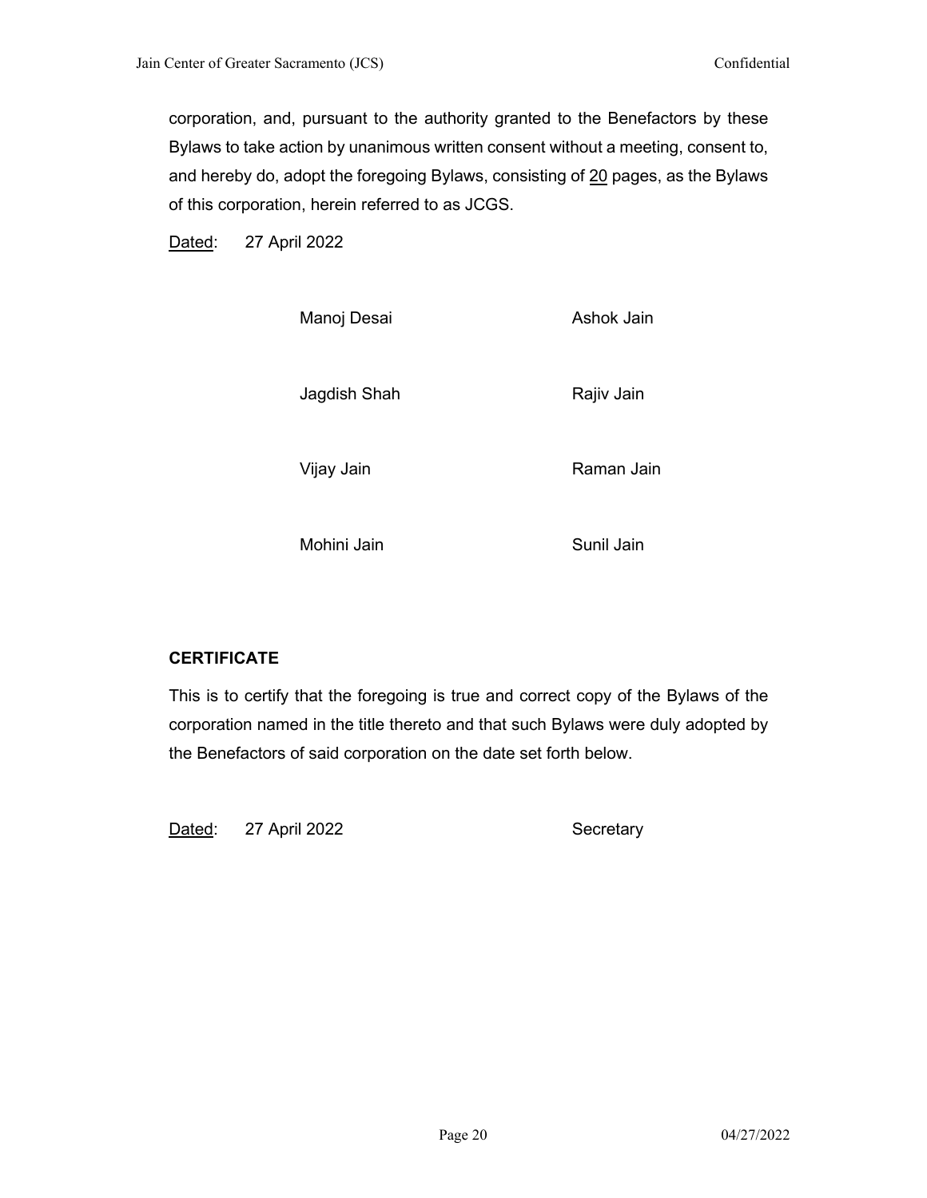corporation, and, pursuant to the authority granted to the Benefactors by these Bylaws to take action by unanimous written consent without a meeting, consent to, and hereby do, adopt the foregoing Bylaws, consisting of 20 pages, as the Bylaws of this corporation, herein referred to as JCGS.

Dated: 27 April 2022

| | |
|---|---|
| Manoj Desai | Ashok Jain |
| Jagdish Shah | Rajiv Jain |
| Vijay Jain | Raman Jain |
| Mohini Jain | Sunil Jain |

**CERTIFICATE**

This is to certify that the foregoing is true and correct copy of the Bylaws of the corporation named in the title thereto and that such Bylaws were duly adopted by the Benefactors of said corporation on the date set forth below.

Dated: 27 April 2022 Secretary